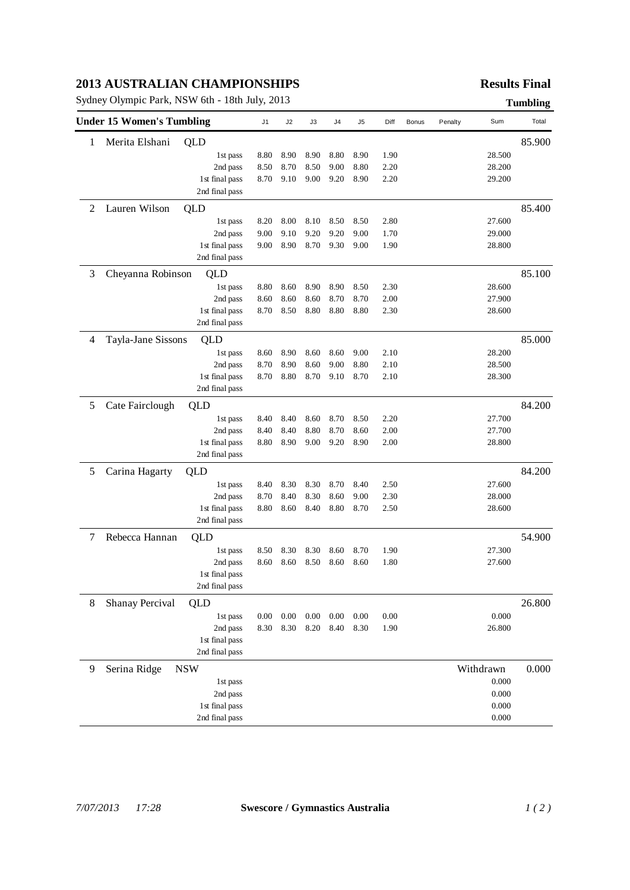# 2013 AUSTRALIAN CHAMPIONSHIPS

**Results Final**

Sydney Olympic Park, NSW 6th - 18th July, 2013

**Tumbling**

| Under 15 Women's Tumbling | | | J1 | J2 | J3 | J4 | J5 | Diff | Bonus | Penalty | Sum | Total |
|---|---|---|---|---|---|---|---|---|---|---|---|---|
| 1 | Merita Elshani | QLD | | | | | | | | | | 85.900 |
| | | 1st pass | 8.80 | 8.90 | 8.90 | 8.80 | 8.90 | 1.90 | | | 28.500 | |
| | | 2nd pass | 8.50 | 8.70 | 8.50 | 9.00 | 8.80 | 2.20 | | | 28.200 | |
| | | 1st final pass | 8.70 | 9.10 | 9.00 | 9.20 | 8.90 | 2.20 | | | 29.200 | |
| | | 2nd final pass | | | | | | | | | | |
| 2 | Lauren Wilson | QLD | | | | | | | | | | 85.400 |
| | | 1st pass | 8.20 | 8.00 | 8.10 | 8.50 | 8.50 | 2.80 | | | 27.600 | |
| | | 2nd pass | 9.00 | 9.10 | 9.20 | 9.20 | 9.00 | 1.70 | | | 29.000 | |
| | | 1st final pass | 9.00 | 8.90 | 8.70 | 9.30 | 9.00 | 1.90 | | | 28.800 | |
| | | 2nd final pass | | | | | | | | | | |
| 3 | Cheyanna Robinson | QLD | | | | | | | | | | 85.100 |
| | | 1st pass | 8.80 | 8.60 | 8.90 | 8.90 | 8.50 | 2.30 | | | 28.600 | |
| | | 2nd pass | 8.60 | 8.60 | 8.60 | 8.70 | 8.70 | 2.00 | | | 27.900 | |
| | | 1st final pass | 8.70 | 8.50 | 8.80 | 8.80 | 8.80 | 2.30 | | | 28.600 | |
| | | 2nd final pass | | | | | | | | | | |
| 4 | Tayla-Jane Sissons | QLD | | | | | | | | | | 85.000 |
| | | 1st pass | 8.60 | 8.90 | 8.60 | 8.60 | 9.00 | 2.10 | | | 28.200 | |
| | | 2nd pass | 8.70 | 8.90 | 8.60 | 9.00 | 8.80 | 2.10 | | | 28.500 | |
| | | 1st final pass | 8.70 | 8.80 | 8.70 | 9.10 | 8.70 | 2.10 | | | 28.300 | |
| | | 2nd final pass | | | | | | | | | | |
| 5 | Cate Fairclough | QLD | | | | | | | | | | 84.200 |
| | | 1st pass | 8.40 | 8.40 | 8.60 | 8.70 | 8.50 | 2.20 | | | 27.700 | |
| | | 2nd pass | 8.40 | 8.40 | 8.80 | 8.70 | 8.60 | 2.00 | | | 27.700 | |
| | | 1st final pass | 8.80 | 8.90 | 9.00 | 9.20 | 8.90 | 2.00 | | | 28.800 | |
| | | 2nd final pass | | | | | | | | | | |
| 5 | Carina Hagarty | QLD | | | | | | | | | | 84.200 |
| | | 1st pass | 8.40 | 8.30 | 8.30 | 8.70 | 8.40 | 2.50 | | | 27.600 | |
| | | 2nd pass | 8.70 | 8.40 | 8.30 | 8.60 | 9.00 | 2.30 | | | 28.000 | |
| | | 1st final pass | 8.80 | 8.60 | 8.40 | 8.80 | 8.70 | 2.50 | | | 28.600 | |
| | | 2nd final pass | | | | | | | | | | |
| 7 | Rebecca Hannan | QLD | | | | | | | | | | 54.900 |
| | | 1st pass | 8.50 | 8.30 | 8.30 | 8.60 | 8.70 | 1.90 | | | 27.300 | |
| | | 2nd pass | 8.60 | 8.60 | 8.50 | 8.60 | 8.60 | 1.80 | | | 27.600 | |
| | | 1st final pass | | | | | | | | | | |
| | | 2nd final pass | | | | | | | | | | |
| 8 | Shanay Percival | QLD | | | | | | | | | | 26.800 |
| | | 1st pass | 0.00 | 0.00 | 0.00 | 0.00 | 0.00 | 0.00 | | | 0.000 | |
| | | 2nd pass | 8.30 | 8.30 | 8.20 | 8.40 | 8.30 | 1.90 | | | 26.800 | |
| | | 1st final pass | | | | | | | | | | |
| | | 2nd final pass | | | | | | | | | | |
| 9 | Serina Ridge | NSW | | | | | | | | | Withdrawn | 0.000 |
| | | 1st pass | | | | | | | | | 0.000 | |
| | | 2nd pass | | | | | | | | | 0.000 | |
| | | 1st final pass | | | | | | | | | 0.000 | |
| | | 2nd final pass | | | | | | | | | 0.000 | |

*7/07/2013 17:28* **Swescore / Gymnastics Australia**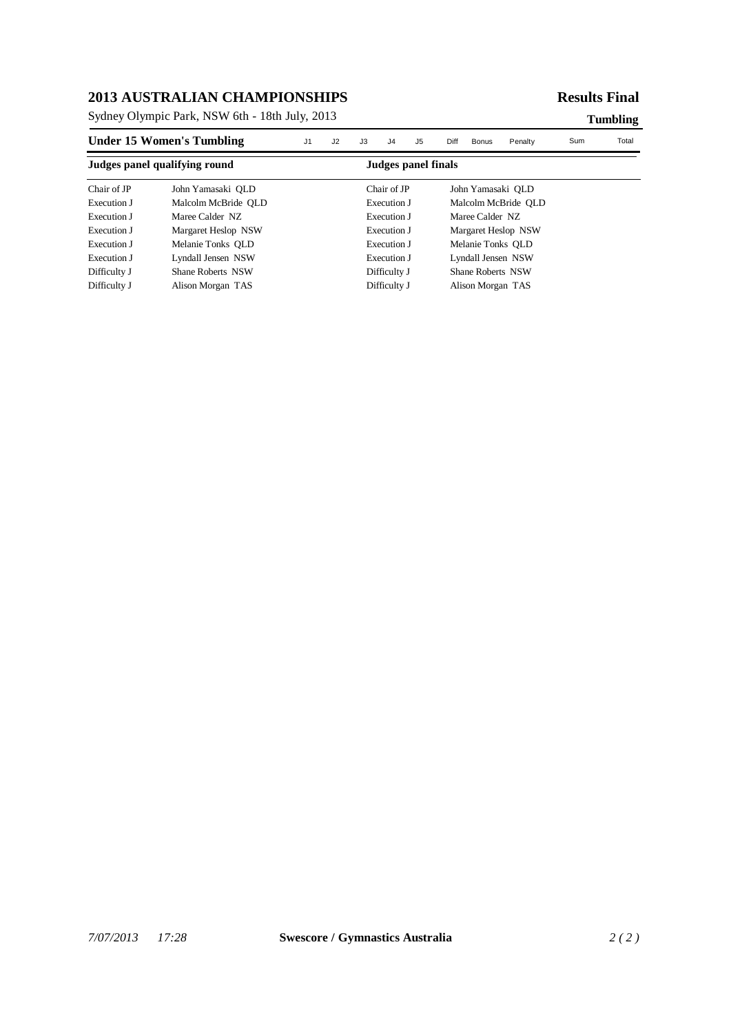# 2013 AUSTRALIAN CHAMPIONSHIPS

**Results Final**

Sydney Olympic Park, NSW 6th - 18th July, 2013

**Tumbling**

## Under 15 Women's Tumbling

| J1 | J2 | J3 | J4 | J5 | Diff | Bonus | Penalty | Sum | Total |
|---|---|---|---|---|---|---|---|---|---|

| Judges panel qualifying round | | Judges panel finals | |
|---|---|---|---|
| Chair of JP | John Yamasaki QLD | Chair of JP | John Yamasaki QLD |
| Execution J | Malcolm McBride QLD | Execution J | Malcolm McBride QLD |
| Execution J | Maree Calder NZ | Execution J | Maree Calder NZ |
| Execution J | Margaret Heslop NSW | Execution J | Margaret Heslop NSW |
| Execution J | Melanie Tonks QLD | Execution J | Melanie Tonks QLD |
| Execution J | Lyndall Jensen NSW | Execution J | Lyndall Jensen NSW |
| Difficulty J | Shane Roberts NSW | Difficulty J | Shane Roberts NSW |
| Difficulty J | Alison Morgan TAS | Difficulty J | Alison Morgan TAS |

*7/07/2013 17:28* **Swescore / Gymnastics Australia**